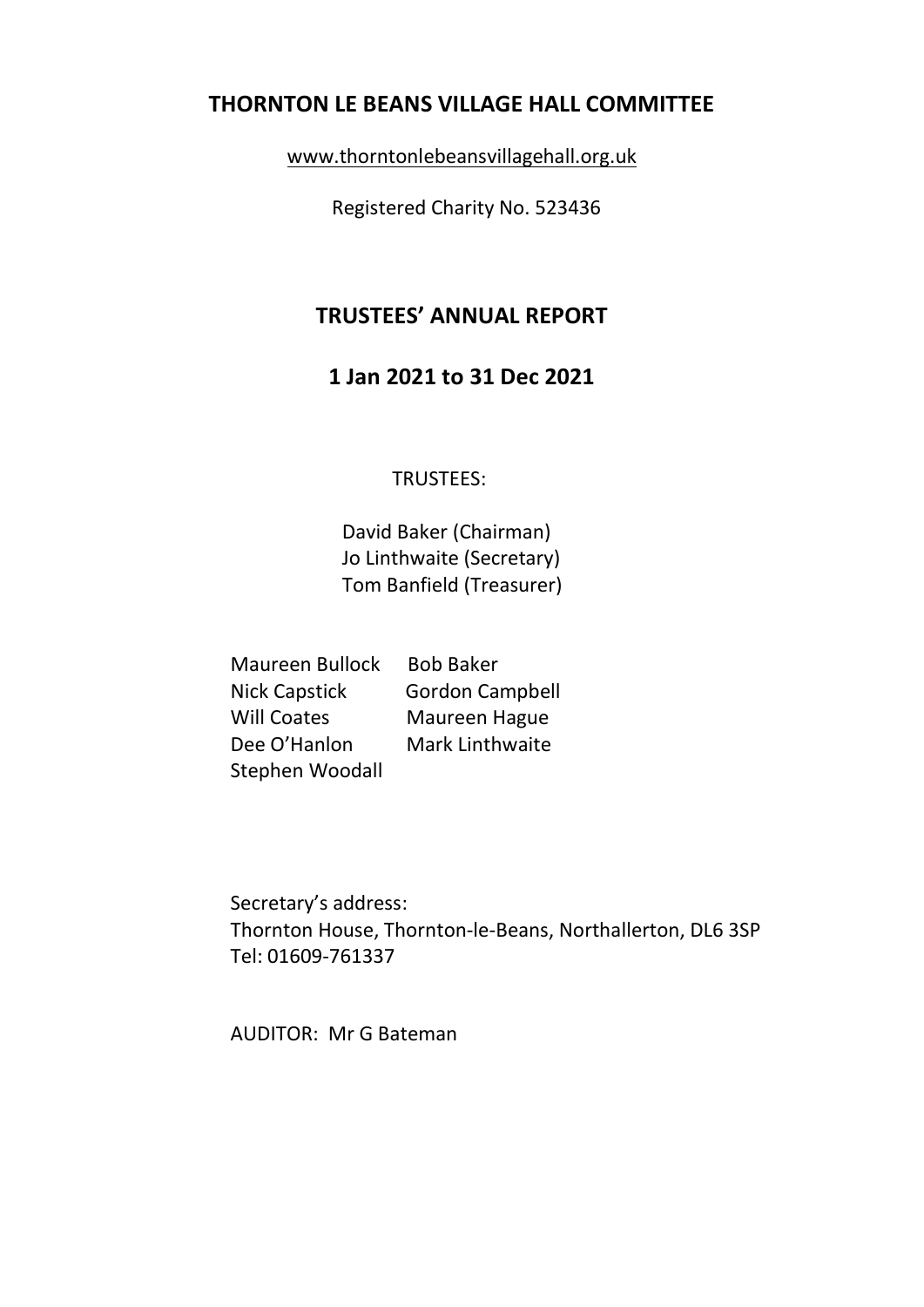# THORNTON LE BEANS VILLAGE HALL COMMITTEE

www.thorntonlebeansvillagehall.org.uk

Registered Charity No. 523436

## TRUSTEES' ANNUAL REPORT

## 1 Jan 2021 to 31 Dec 2021

TRUSTEES:

David Baker (Chairman)
Jo Linthwaite (Secretary)
Tom Banfield (Treasurer)

Maureen Bullock
Nick Capstick
Will Coates
Dee O'Hanlon
Stephen Woodall
Bob Baker
Gordon Campbell
Maureen Hague
Mark Linthwaite

Secretary's address:
Thornton House, Thornton-le-Beans, Northallerton, DL6 3SP
Tel: 01609-761337

AUDITOR: Mr G Bateman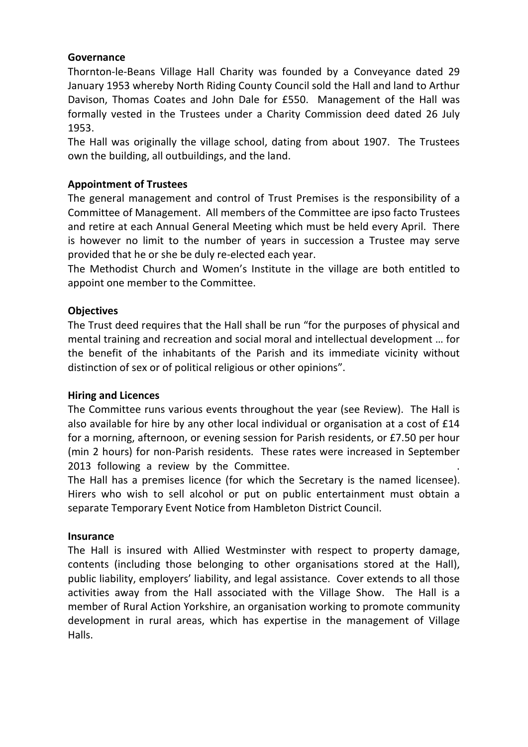**Governance**

Thornton-le-Beans Village Hall Charity was founded by a Conveyance dated 29 January 1953 whereby North Riding County Council sold the Hall and land to Arthur Davison, Thomas Coates and John Dale for £550. Management of the Hall was formally vested in the Trustees under a Charity Commission deed dated 26 July 1953.

The Hall was originally the village school, dating from about 1907. The Trustees own the building, all outbuildings, and the land.

**Appointment of Trustees**

The general management and control of Trust Premises is the responsibility of a Committee of Management. All members of the Committee are ipso facto Trustees and retire at each Annual General Meeting which must be held every April. There is however no limit to the number of years in succession a Trustee may serve provided that he or she be duly re-elected each year.

The Methodist Church and Women's Institute in the village are both entitled to appoint one member to the Committee.

**Objectives**

The Trust deed requires that the Hall shall be run "for the purposes of physical and mental training and recreation and social moral and intellectual development … for the benefit of the inhabitants of the Parish and its immediate vicinity without distinction of sex or of political religious or other opinions".

**Hiring and Licences**

The Committee runs various events throughout the year (see Review). The Hall is also available for hire by any other local individual or organisation at a cost of £14 for a morning, afternoon, or evening session for Parish residents, or £7.50 per hour (min 2 hours) for non-Parish residents. These rates were increased in September 2013 following a review by the Committee.

The Hall has a premises licence (for which the Secretary is the named licensee). Hirers who wish to sell alcohol or put on public entertainment must obtain a separate Temporary Event Notice from Hambleton District Council.

**Insurance**

The Hall is insured with Allied Westminster with respect to property damage, contents (including those belonging to other organisations stored at the Hall), public liability, employers' liability, and legal assistance. Cover extends to all those activities away from the Hall associated with the Village Show. The Hall is a member of Rural Action Yorkshire, an organisation working to promote community development in rural areas, which has expertise in the management of Village Halls.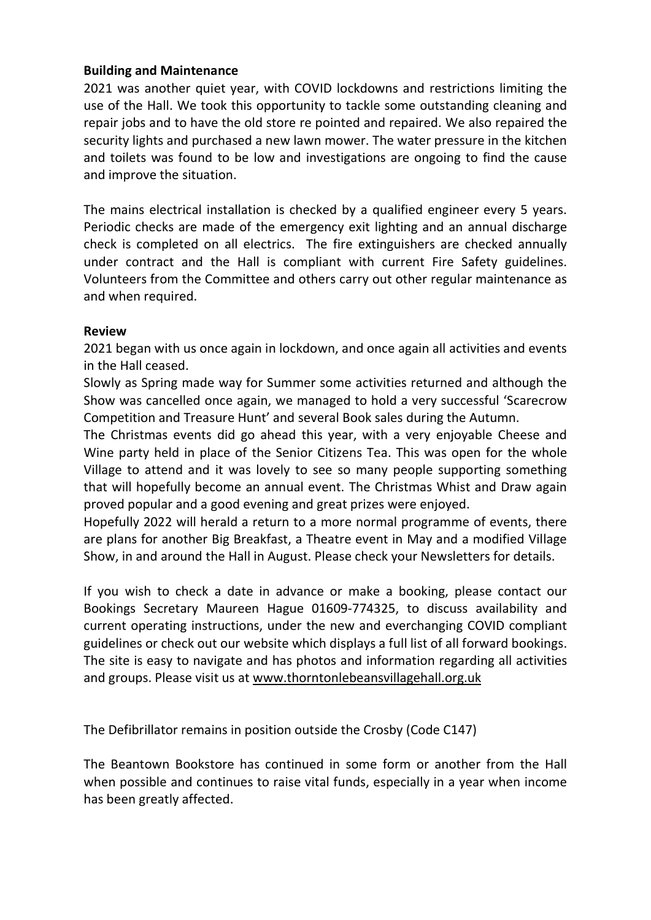**Building and Maintenance**

2021 was another quiet year, with COVID lockdowns and restrictions limiting the use of the Hall. We took this opportunity to tackle some outstanding cleaning and repair jobs and to have the old store re pointed and repaired. We also repaired the security lights and purchased a new lawn mower. The water pressure in the kitchen and toilets was found to be low and investigations are ongoing to find the cause and improve the situation.

The mains electrical installation is checked by a qualified engineer every 5 years. Periodic checks are made of the emergency exit lighting and an annual discharge check is completed on all electrics. The fire extinguishers are checked annually under contract and the Hall is compliant with current Fire Safety guidelines. Volunteers from the Committee and others carry out other regular maintenance as and when required.

**Review**

2021 began with us once again in lockdown, and once again all activities and events in the Hall ceased.

Slowly as Spring made way for Summer some activities returned and although the Show was cancelled once again, we managed to hold a very successful 'Scarecrow Competition and Treasure Hunt' and several Book sales during the Autumn.

The Christmas events did go ahead this year, with a very enjoyable Cheese and Wine party held in place of the Senior Citizens Tea. This was open for the whole Village to attend and it was lovely to see so many people supporting something that will hopefully become an annual event. The Christmas Whist and Draw again proved popular and a good evening and great prizes were enjoyed.

Hopefully 2022 will herald a return to a more normal programme of events, there are plans for another Big Breakfast, a Theatre event in May and a modified Village Show, in and around the Hall in August. Please check your Newsletters for details.

If you wish to check a date in advance or make a booking, please contact our Bookings Secretary Maureen Hague 01609-774325, to discuss availability and current operating instructions, under the new and everchanging COVID compliant guidelines or check out our website which displays a full list of all forward bookings. The site is easy to navigate and has photos and information regarding all activities and groups. Please visit us at www.thorntonlebeansvillagehall.org.uk

The Defibrillator remains in position outside the Crosby (Code C147)

The Beantown Bookstore has continued in some form or another from the Hall when possible and continues to raise vital funds, especially in a year when income has been greatly affected.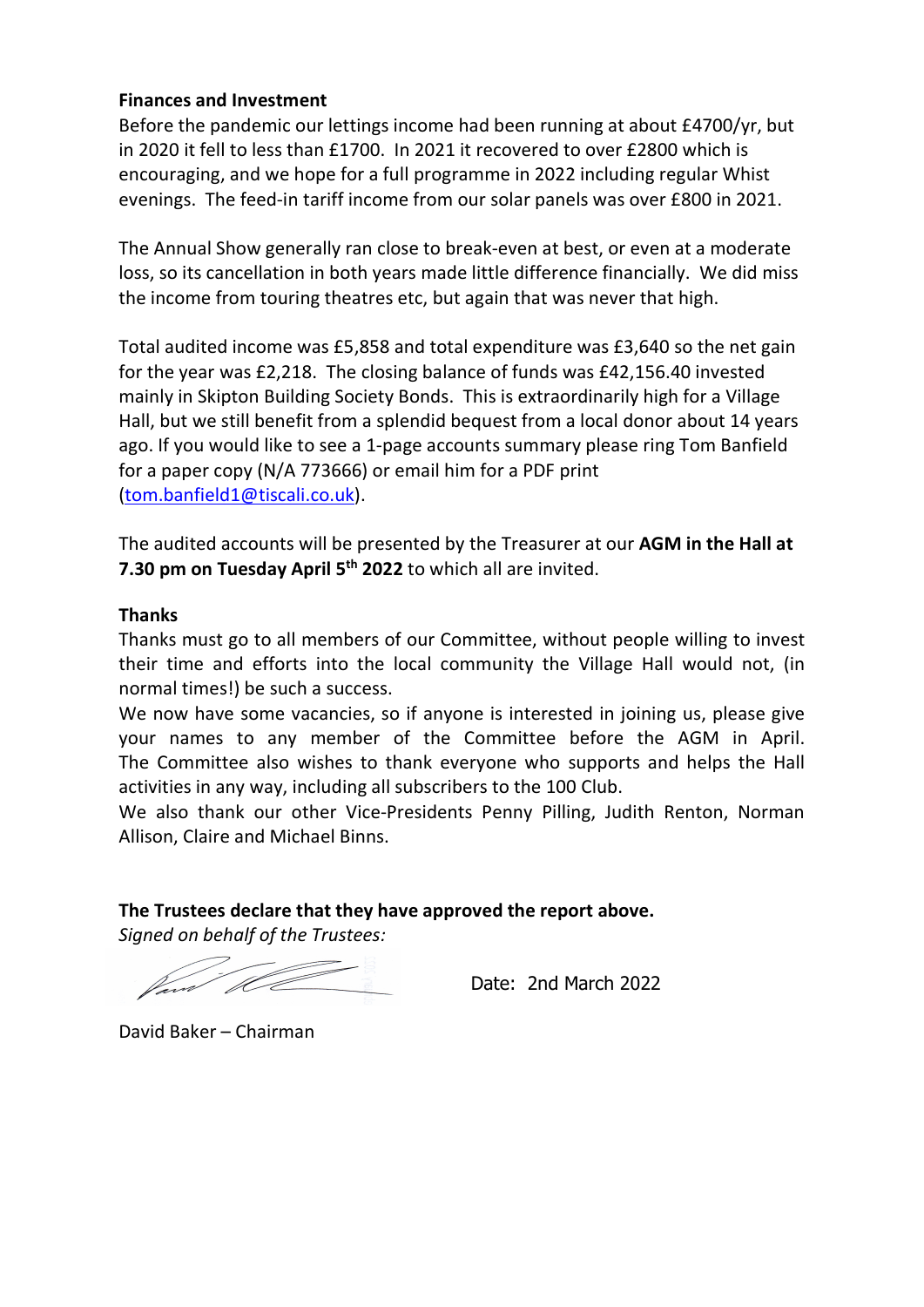**Finances and Investment**

Before the pandemic our lettings income had been running at about £4700/yr, but in 2020 it fell to less than £1700. In 2021 it recovered to over £2800 which is encouraging, and we hope for a full programme in 2022 including regular Whist evenings. The feed-in tariff income from our solar panels was over £800 in 2021.

The Annual Show generally ran close to break-even at best, or even at a moderate loss, so its cancellation in both years made little difference financially. We did miss the income from touring theatres etc, but again that was never that high.

Total audited income was £5,858 and total expenditure was £3,640 so the net gain for the year was £2,218. The closing balance of funds was £42,156.40 invested mainly in Skipton Building Society Bonds. This is extraordinarily high for a Village Hall, but we still benefit from a splendid bequest from a local donor about 14 years ago. If you would like to see a 1-page accounts summary please ring Tom Banfield for a paper copy (N/A 773666) or email him for a PDF print (tom.banfield1@tiscali.co.uk).

The audited accounts will be presented by the Treasurer at our **AGM in the Hall at 7.30 pm on Tuesday April 5th 2022** to which all are invited.

**Thanks**

Thanks must go to all members of our Committee, without people willing to invest their time and efforts into the local community the Village Hall would not, (in normal times!) be such a success.

We now have some vacancies, so if anyone is interested in joining us, please give your names to any member of the Committee before the AGM in April. The Committee also wishes to thank everyone who supports and helps the Hall activities in any way, including all subscribers to the 100 Club.

We also thank our other Vice-Presidents Penny Pilling, Judith Renton, Norman Allison, Claire and Michael Binns.

**The Trustees declare that they have approved the report above.**

*Signed on behalf of the Trustees:*

Date: 2nd March 2022

David Baker – Chairman